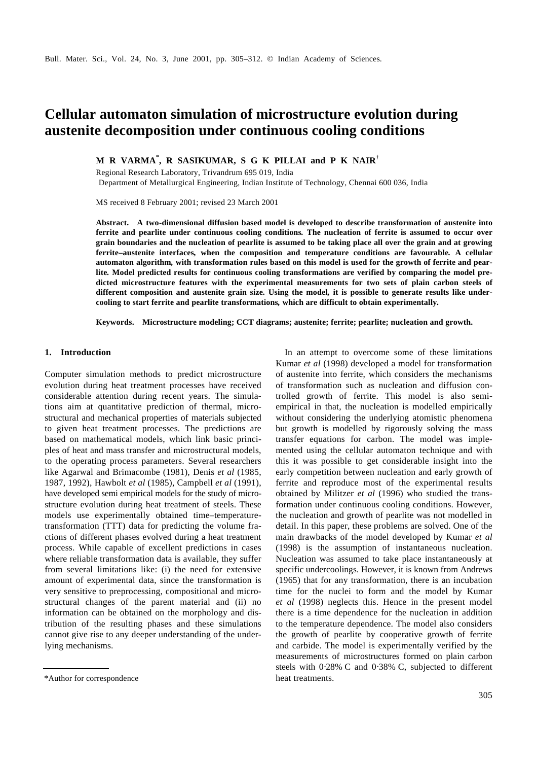# Cellular automaton simulation of microstructure evolution during austenite decomposition under continuous cooling conditions

**M R VARMA*, R SASIKUMAR, S G K PILLAI and P K NAIR[†]**

Regional Research Laboratory, Trivandrum 695 019, India

[†]Department of Metallurgical Engineering, Indian Institute of Technology, Chennai 600 036, India

MS received 8 February 2001; revised 23 March 2001

**Abstract.** A two-dimensional diffusion based model is developed to describe transformation of austenite into ferrite and pearlite under continuous cooling conditions. The nucleation of ferrite is assumed to occur over grain boundaries and the nucleation of pearlite is assumed to be taking place all over the grain and at growing ferrite–austenite interfaces, when the composition and temperature conditions are favourable. A cellular automaton algorithm, with transformation rules based on this model is used for the growth of ferrite and pearlite. Model predicted results for continuous cooling transformations are verified by comparing the model predicted microstructure features with the experimental measurements for two sets of plain carbon steels of different composition and austenite grain size. Using the model, it is possible to generate results like undercooling to start ferrite and pearlite transformations, which are difficult to obtain experimentally.

**Keywords.** Microstructure modeling; CCT diagrams; austenite; ferrite; pearlite; nucleation and growth.

## 1. Introduction

Computer simulation methods to predict microstructure evolution during heat treatment processes have received considerable attention during recent years. The simulations aim at quantitative prediction of thermal, microstructural and mechanical properties of materials subjected to given heat treatment processes. The predictions are based on mathematical models, which link basic principles of heat and mass transfer and microstructural models, to the operating process parameters. Several researchers like Agarwal and Brimacombe (1981), Denis *et al* (1985, 1987, 1992), Hawbolt *et al* (1985), Campbell *et al* (1991), have developed semi empirical models for the study of microstructure evolution during heat treatment of steels. These models use experimentally obtained time–temperature-transformation (TTT) data for predicting the volume fractions of different phases evolved during a heat treatment process. While capable of excellent predictions in cases where reliable transformation data is available, they suffer from several limitations like: (i) the need for extensive amount of experimental data, since the transformation is very sensitive to preprocessing, compositional and microstructural changes of the parent material and (ii) no information can be obtained on the morphology and distribution of the resulting phases and these simulations cannot give rise to any deeper understanding of the underlying mechanisms.

In an attempt to overcome some of these limitations Kumar *et al* (1998) developed a model for transformation of austenite into ferrite, which considers the mechanisms of transformation such as nucleation and diffusion controlled growth of ferrite. This model is also semi-empirical in that, the nucleation is modelled empirically without considering the underlying atomistic phenomena but growth is modelled by rigorously solving the mass transfer equations for carbon. The model was implemented using the cellular automaton technique and with this it was possible to get considerable insight into the early competition between nucleation and early growth of ferrite and reproduce most of the experimental results obtained by Militzer *et al* (1996) who studied the transformation under continuous cooling conditions. However, the nucleation and growth of pearlite was not modelled in detail. In this paper, these problems are solved. One of the main drawbacks of the model developed by Kumar *et al* (1998) is the assumption of instantaneous nucleation. Nucleation was assumed to take place instantaneously at specific undercoolings. However, it is known from Andrews (1965) that for any transformation, there is an incubation time for the nuclei to form and the model by Kumar *et al* (1998) neglects this. Hence in the present model there is a time dependence for the nucleation in addition to the temperature dependence. The model also considers the growth of pearlite by cooperative growth of ferrite and carbide. The model is experimentally verified by the measurements of microstructures formed on plain carbon steels with 0·28% C and 0·38% C, subjected to different heat treatments.

*Author for correspondence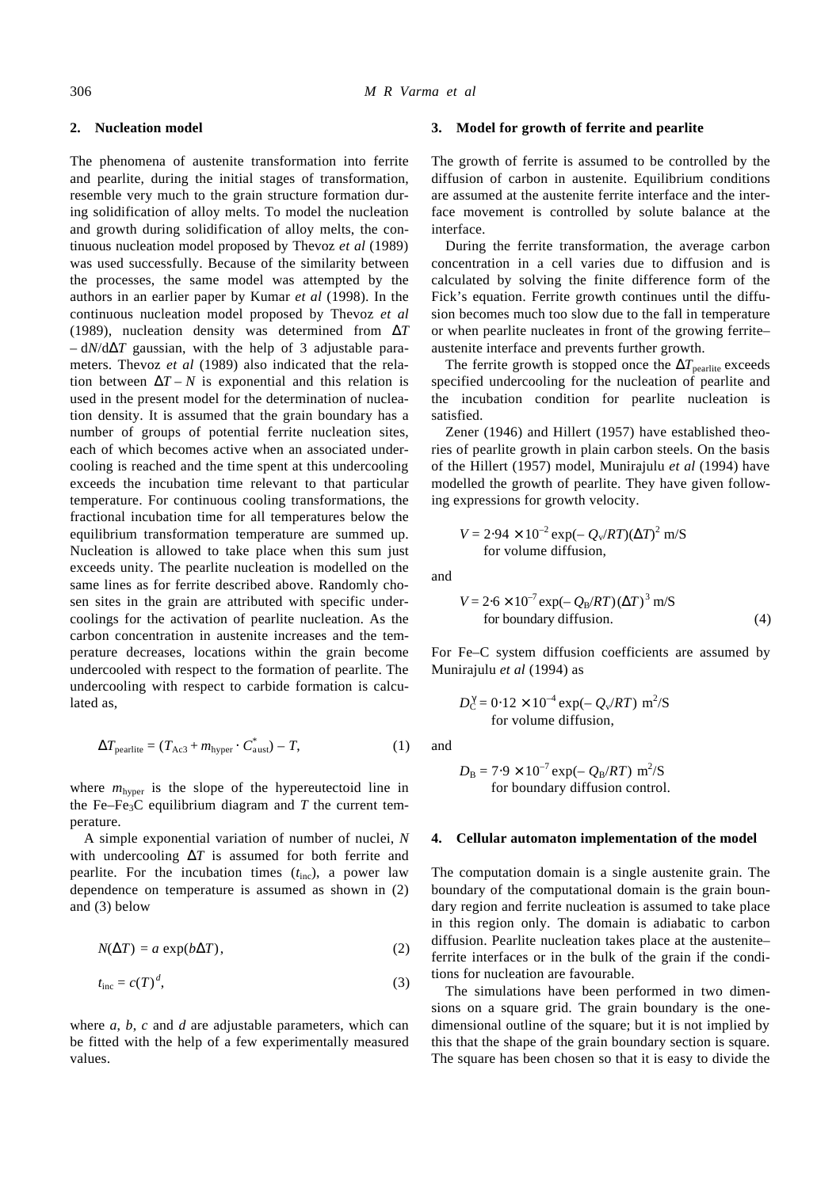## 2. Nucleation model

The phenomena of austenite transformation into ferrite and pearlite, during the initial stages of transformation, resemble very much to the grain structure formation during solidification of alloy melts. To model the nucleation and growth during solidification of alloy melts, the continuous nucleation model proposed by Thevoz *et al* (1989) was used successfully. Because of the similarity between the processes, the same model was attempted by the authors in an earlier paper by Kumar *et al* (1998). In the continuous nucleation model proposed by Thevoz *et al* (1989), nucleation density was determined from $\Delta T - dN/d\Delta T$ gaussian, with the help of 3 adjustable parameters. Thevoz *et al* (1989) also indicated that the relation between $\Delta T - N$ is exponential and this relation is used in the present model for the determination of nucleation density. It is assumed that the grain boundary has a number of groups of potential ferrite nucleation sites, each of which becomes active when an associated undercooling is reached and the time spent at this undercooling exceeds the incubation time relevant to that particular temperature. For continuous cooling transformations, the fractional incubation time for all temperatures below the equilibrium transformation temperature are summed up. Nucleation is allowed to take place when this sum just exceeds unity. The pearlite nucleation is modelled on the same lines as for ferrite described above. Randomly chosen sites in the grain are attributed with specific undercoolings for the activation of pearlite nucleation. As the carbon concentration in austenite increases and the temperature decreases, locations within the grain become undercooled with respect to the formation of pearlite. The undercooling with respect to carbide formation is calculated as,

$$\Delta T_{\text{pearlite}} = (T_{\text{Ac3}} + m_{\text{hyper}} \cdot C^*_{\text{aust}}) - T, \tag{1}$$

where $m_{\text{hyper}}$ is the slope of the hypereutectoid line in the $Fe–Fe_3C$ equilibrium diagram and $T$ the current temperature.

A simple exponential variation of number of nuclei, $N$ with undercooling $\Delta T$ is assumed for both ferrite and pearlite. For the incubation times ($t_{\text{inc}}$), a power law dependence on temperature is assumed as shown in (2) and (3) below

$$N(\Delta T) = a \exp(b\Delta T), \tag{2}$$

$$t_{\text{inc}} = c(T)^d, \tag{3}$$

where $a$, $b$, $c$ and $d$ are adjustable parameters, which can be fitted with the help of a few experimentally measured values.

## 3. Model for growth of ferrite and pearlite

The growth of ferrite is assumed to be controlled by the diffusion of carbon in austenite. Equilibrium conditions are assumed at the austenite ferrite interface and the interface movement is controlled by solute balance at the interface.

During the ferrite transformation, the average carbon concentration in a cell varies due to diffusion and is calculated by solving the finite difference form of the Fick's equation. Ferrite growth continues until the diffusion becomes much too slow due to the fall in temperature or when pearlite nucleates in front of the growing ferrite–austenite interface and prevents further growth.

The ferrite growth is stopped once the $\Delta T_{\text{pearlite}}$ exceeds specified undercooling for the nucleation of pearlite and the incubation condition for pearlite nucleation is satisfied.

Zener (1946) and Hillert (1957) have established theories of pearlite growth in plain carbon steels. On the basis of the Hillert (1957) model, Munirajulu *et al* (1994) have modelled the growth of pearlite. They have given following expressions for growth velocity.

$$V = 2{\cdot}94 \times 10^{-2} \exp(-Q_{\text{v}}/RT)(\Delta T)^2 \text{ m/S}$$
for volume diffusion,

and

$$V = 2{\cdot}6 \times 10^{-7} \exp(-Q_{\text{B}}/RT)(\Delta T)^3 \text{ m/S} \tag{4}$$
for boundary diffusion.

For Fe–C system diffusion coefficients are assumed by Munirajulu *et al* (1994) as

$$D_{\text{C}}^{\gamma} = 0{\cdot}12 \times 10^{-4} \exp(-Q_{\text{v}}/RT) \text{ m}^2\text{/S}$$
for volume diffusion,

and

$$D_{\text{B}} = 7{\cdot}9 \times 10^{-7} \exp(-Q_{\text{B}}/RT) \text{ m}^2\text{/S}$$
for boundary diffusion control.

## 4. Cellular automaton implementation of the model

The computation domain is a single austenite grain. The boundary of the computational domain is the grain boundary region and ferrite nucleation is assumed to take place in this region only. The domain is adiabatic to carbon diffusion. Pearlite nucleation takes place at the austenite–ferrite interfaces or in the bulk of the grain if the conditions for nucleation are favourable.

The simulations have been performed in two dimensions on a square grid. The grain boundary is the one-dimensional outline of the square; but it is not implied by this that the shape of the grain boundary section is square. The square has been chosen so that it is easy to divide the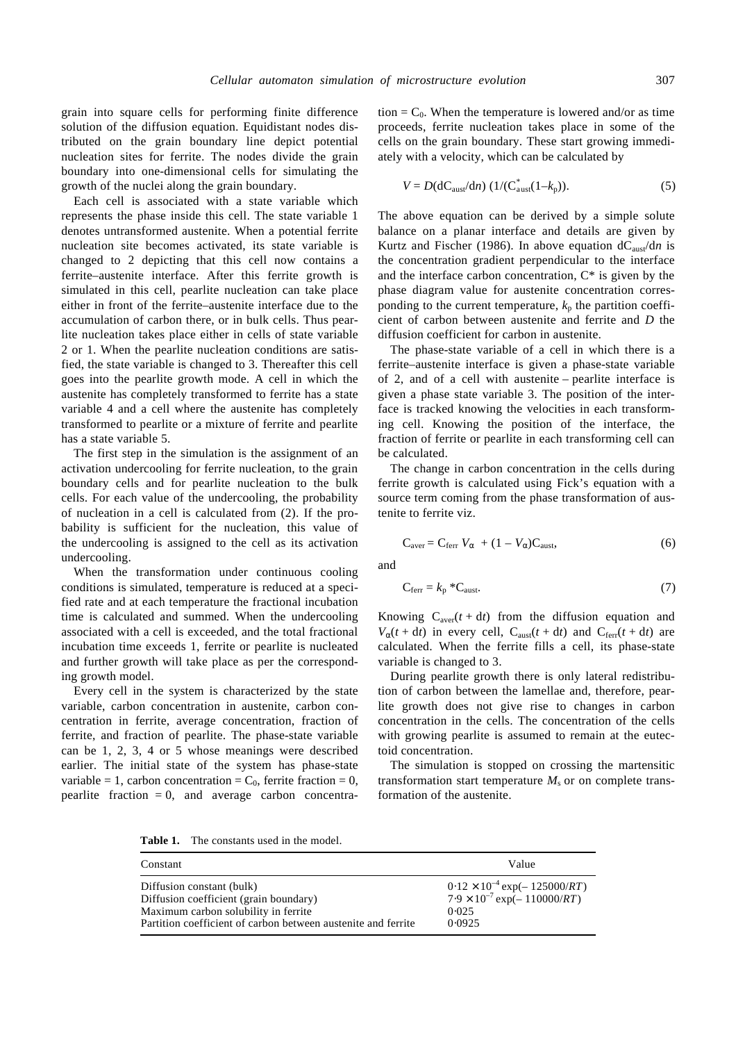grain into square cells for performing finite difference solution of the diffusion equation. Equidistant nodes distributed on the grain boundary line depict potential nucleation sites for ferrite. The nodes divide the grain boundary into one-dimensional cells for simulating the growth of the nuclei along the grain boundary.

Each cell is associated with a state variable which represents the phase inside this cell. The state variable 1 denotes untransformed austenite. When a potential ferrite nucleation site becomes activated, its state variable is changed to 2 depicting that this cell now contains a ferrite–austenite interface. After this ferrite growth is simulated in this cell, pearlite nucleation can take place either in front of the ferrite–austenite interface due to the accumulation of carbon there, or in bulk cells. Thus pearlite nucleation takes place either in cells of state variable 2 or 1. When the pearlite nucleation conditions are satisfied, the state variable is changed to 3. Thereafter this cell goes into the pearlite growth mode. A cell in which the austenite has completely transformed to ferrite has a state variable 4 and a cell where the austenite has completely transformed to pearlite or a mixture of ferrite and pearlite has a state variable 5.

The first step in the simulation is the assignment of an activation undercooling for ferrite nucleation, to the grain boundary cells and for pearlite nucleation to the bulk cells. For each value of the undercooling, the probability of nucleation in a cell is calculated from (2). If the probability is sufficient for the nucleation, this value of the undercooling is assigned to the cell as its activation undercooling.

When the transformation under continuous cooling conditions is simulated, temperature is reduced at a specified rate and at each temperature the fractional incubation time is calculated and summed. When the undercooling associated with a cell is exceeded, and the total fractional incubation time exceeds 1, ferrite or pearlite is nucleated and further growth will take place as per the corresponding growth model.

Every cell in the system is characterized by the state variable, carbon concentration in austenite, carbon concentration in ferrite, average concentration, fraction of ferrite, and fraction of pearlite. The phase-state variable can be 1, 2, 3, 4 or 5 whose meanings were described earlier. The initial state of the system has phase-state variable = 1, carbon concentration = $C_0$, ferrite fraction = 0, pearlite fraction = 0, and average carbon concentration = $C_0$. When the temperature is lowered and/or as time proceeds, ferrite nucleation takes place in some of the cells on the grain boundary. These start growing immediately with a velocity, which can be calculated by

$$V = D(\mathrm{d}C_{aust}/\mathrm{d}n)\ (1/(C^{*}_{aust}(1-k_p)). \tag{5}$$

The above equation can be derived by a simple solute balance on a planar interface and details are given by Kurtz and Fischer (1986). In above equation $\mathrm{d}C_{aust}/\mathrm{d}n$ is the concentration gradient perpendicular to the interface and the interface carbon concentration, $C^*$ is given by the phase diagram value for austenite concentration corresponding to the current temperature, $k_p$ the partition coefficient of carbon between austenite and ferrite and $D$ the diffusion coefficient for carbon in austenite.

The phase-state variable of a cell in which there is a ferrite–austenite interface is given a phase-state variable of 2, and of a cell with austenite – pearlite interface is given a phase state variable 3. The position of the interface is tracked knowing the velocities in each transforming cell. Knowing the position of the interface, the fraction of ferrite or pearlite in each transforming cell can be calculated.

The change in carbon concentration in the cells during ferrite growth is calculated using Fick's equation with a source term coming from the phase transformation of austenite to ferrite viz.

$$C_{aver} = C_{ferr}\, V_{\alpha} + (1 - V_{\alpha})C_{aust}, \tag{6}$$

and

$$C_{ferr} = k_p * C_{aust}. \tag{7}$$

Knowing $C_{aver}(t + \mathrm{d}t)$ from the diffusion equation and $V_{\alpha}(t + \mathrm{d}t)$ in every cell, $C_{aust}(t + \mathrm{d}t)$ and $C_{ferr}(t + \mathrm{d}t)$ are calculated. When the ferrite fills a cell, its phase-state variable is changed to 3.

During pearlite growth there is only lateral redistribution of carbon between the lamellae and, therefore, pearlite growth does not give rise to changes in carbon concentration in the cells. The concentration of the cells with growing pearlite is assumed to remain at the eutectoid concentration.

The simulation is stopped on crossing the martensitic transformation start temperature $M_s$ or on complete transformation of the austenite.

**Table 1.** The constants used in the model.

| Constant | Value |
|---|---|
| Diffusion constant (bulk) | $0{\cdot}12 \times 10^{-4} \exp(-125000/RT)$ |
| Diffusion coefficient (grain boundary) | $7{\cdot}9 \times 10^{-7} \exp(-110000/RT)$ |
| Maximum carbon solubility in ferrite | 0·025 |
| Partition coefficient of carbon between austenite and ferrite | 0·0925 |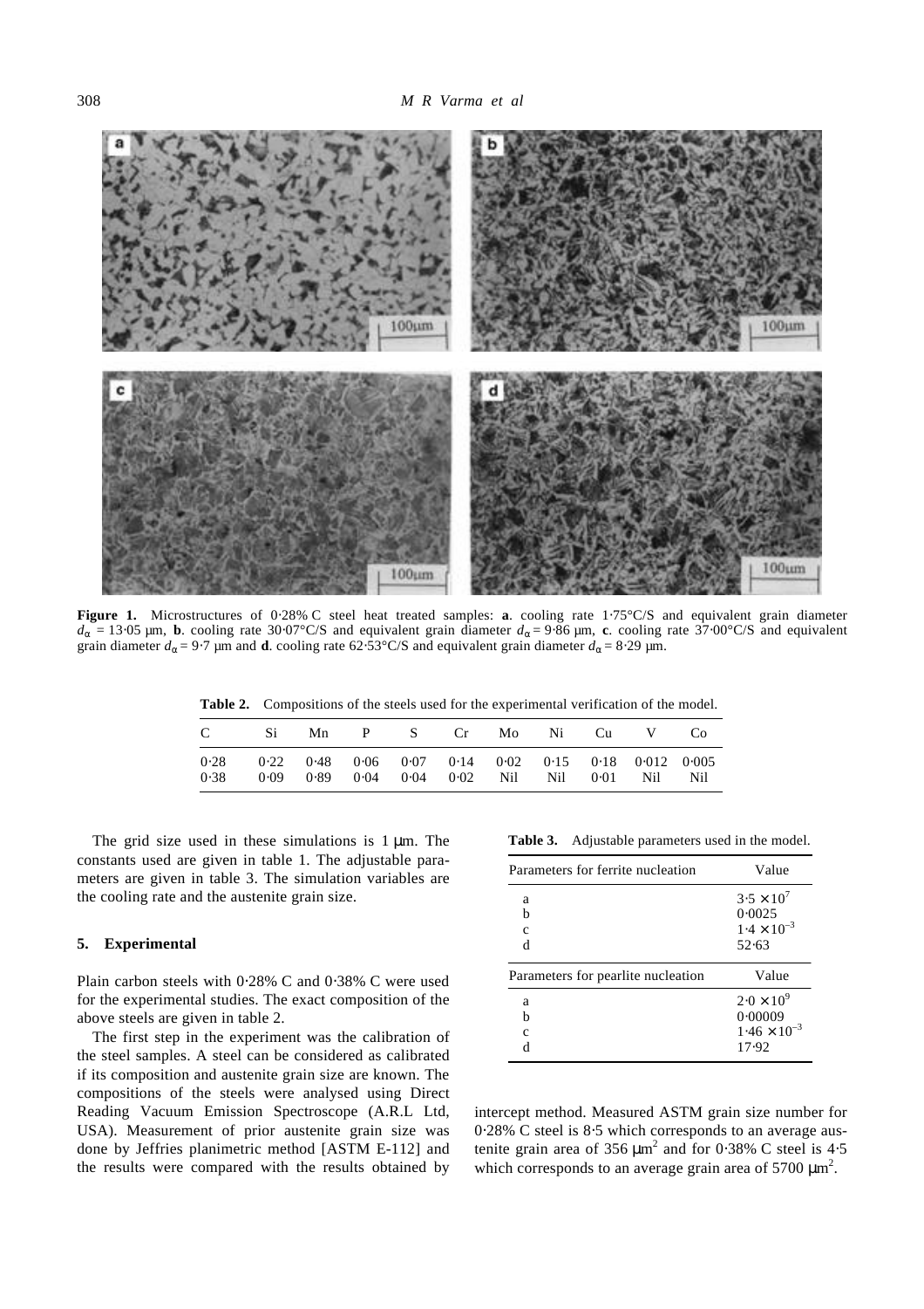**Figure 1.** Microstructures of 0·28% C steel heat treated samples: **a**. cooling rate 1·75°C/S and equivalent grain diameter $d_\alpha = 13{\cdot}05$ μm, **b**. cooling rate 30·07°C/S and equivalent grain diameter $d_\alpha = 9{\cdot}86$ μm, **c**. cooling rate 37·00°C/S and equivalent grain diameter $d_\alpha = 9{\cdot}7$ μm and **d**. cooling rate 62·53°C/S and equivalent grain diameter $d_\alpha = 8{\cdot}29$ μm.

**Table 2.** Compositions of the steels used for the experimental verification of the model.

| C | Si | Mn | P | S | Cr | Mo | Ni | Cu | V | Co |
|---|---|---|---|---|---|---|---|---|---|---|
| 0·28 | 0·22 | 0·48 | 0·06 | 0·07 | 0·14 | 0·02 | 0·15 | 0·18 | 0·012 | 0·005 |
| 0·38 | 0·09 | 0·89 | 0·04 | 0·04 | 0·02 | Nil | Nil | 0·01 | Nil | Nil |

The grid size used in these simulations is 1 μm. The constants used are given in table 1. The adjustable parameters are given in table 3. The simulation variables are the cooling rate and the austenite grain size.

## 5. Experimental

Plain carbon steels with 0·28% C and 0·38% C were used for the experimental studies. The exact composition of the above steels are given in table 2.

The first step in the experiment was the calibration of the steel samples. A steel can be considered as calibrated if its composition and austenite grain size are known. The compositions of the steels were analysed using Direct Reading Vacuum Emission Spectroscope (A.R.L Ltd, USA). Measurement of prior austenite grain size was done by Jeffries planimetric method [ASTM E-112] and the results were compared with the results obtained by intercept method. Measured ASTM grain size number for 0·28% C steel is 8·5 which corresponds to an average austenite grain area of 356 $\mu m^2$ and for 0·38% C steel is 4·5 which corresponds to an average grain area of 5700 $\mu m^2$.

**Table 3.** Adjustable parameters used in the model.

| Parameters for ferrite nucleation | Value |
|---|---|
| a | $3{\cdot}5 \times 10^{7}$ |
| b | 0·0025 |
| c | $1{\cdot}4 \times 10^{-3}$ |
| d | 52·63 |
| **Parameters for pearlite nucleation** | **Value** |
| a | $2{\cdot}0 \times 10^{9}$ |
| b | 0·00009 |
| c | $1{\cdot}46 \times 10^{-3}$ |
| d | 17·92 |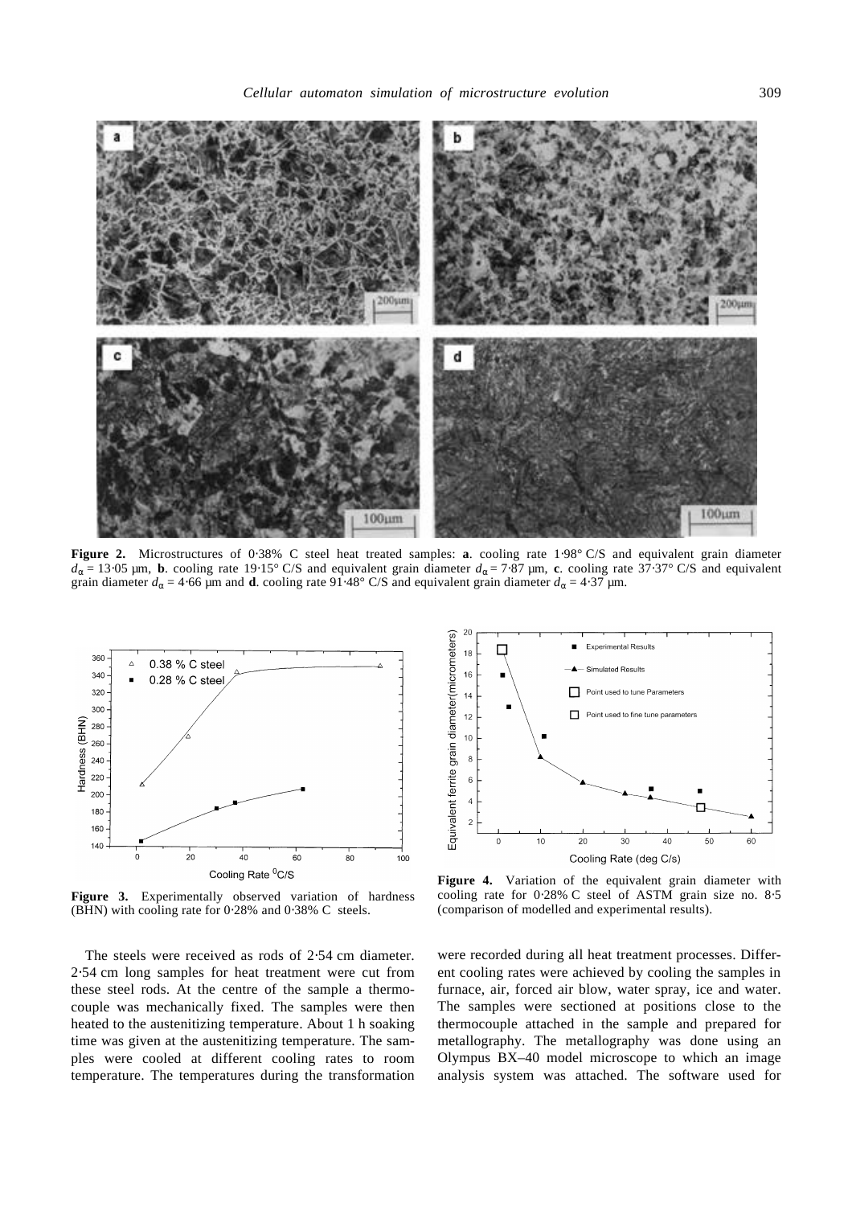**Figure 2.** Microstructures of 0·38% C steel heat treated samples: **a**. cooling rate 1·98° C/S and equivalent grain diameter $d_\alpha = 13{\cdot}05$ μm, **b**. cooling rate 19·15° C/S and equivalent grain diameter $d_\alpha = 7{\cdot}87$ μm, **c**. cooling rate 37·37° C/S and equivalent grain diameter $d_\alpha = 4{\cdot}66$ μm and **d**. cooling rate 91·48° C/S and equivalent grain diameter $d_\alpha = 4{\cdot}37$ μm.

**Figure 3.** Experimentally observed variation of hardness (BHN) with cooling rate for 0·28% and 0·38% C steels.

**Figure 4.** Variation of the equivalent grain diameter with cooling rate for 0·28% C steel of ASTM grain size no. 8·5 (comparison of modelled and experimental results).

The steels were received as rods of 2·54 cm diameter. 2·54 cm long samples for heat treatment were cut from these steel rods. At the centre of the sample a thermocouple was mechanically fixed. The samples were then heated to the austenitizing temperature. About 1 h soaking time was given at the austenitizing temperature. The samples were cooled at different cooling rates to room temperature. The temperatures during the transformation were recorded during all heat treatment processes. Different cooling rates were achieved by cooling the samples in furnace, air, forced air blow, water spray, ice and water. The samples were sectioned at positions close to the thermocouple attached in the sample and prepared for metallography. The metallography was done using an Olympus BX–40 model microscope to which an image analysis system was attached. The software used for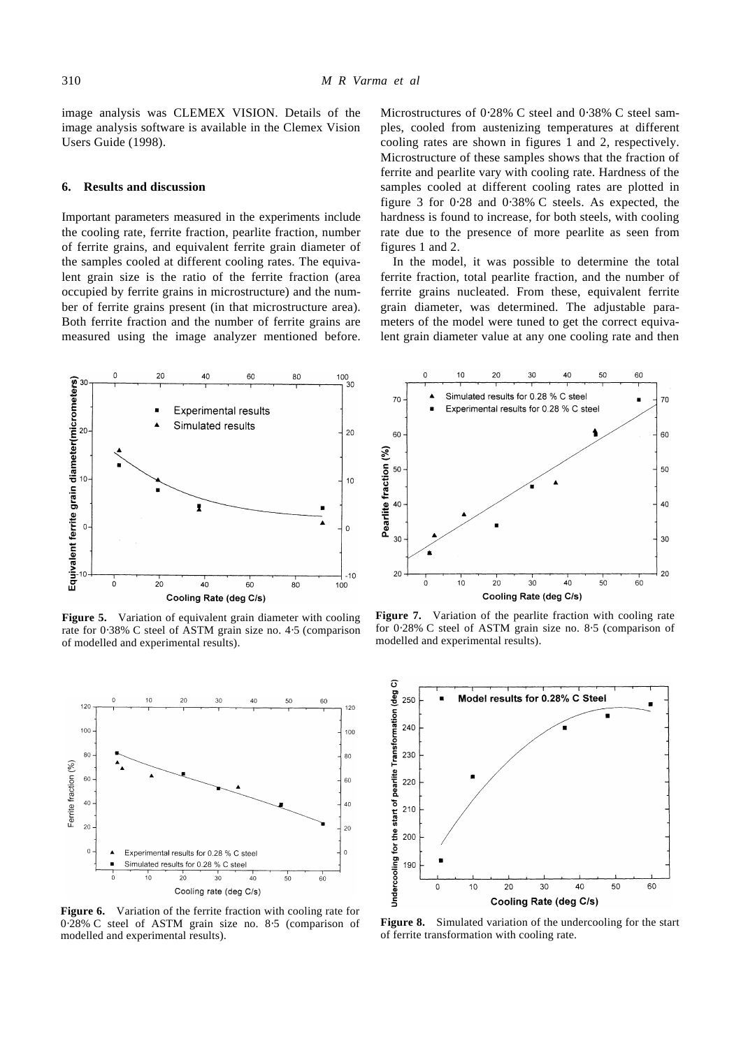image analysis was CLEMEX VISION. Details of the image analysis software is available in the Clemex Vision Users Guide (1998).

## 6. Results and discussion

Important parameters measured in the experiments include the cooling rate, ferrite fraction, pearlite fraction, number of ferrite grains, and equivalent ferrite grain diameter of the samples cooled at different cooling rates. The equivalent grain size is the ratio of the ferrite fraction (area occupied by ferrite grains in microstructure) and the number of ferrite grains present (in that microstructure area). Both ferrite fraction and the number of ferrite grains are measured using the image analyzer mentioned before. Microstructures of 0·28% C steel and 0·38% C steel samples, cooled from austenizing temperatures at different cooling rates are shown in figures 1 and 2, respectively. Microstructure of these samples shows that the fraction of ferrite and pearlite vary with cooling rate. Hardness of the samples cooled at different cooling rates are plotted in figure 3 for 0·28 and 0·38% C steels. As expected, the hardness is found to increase, for both steels, with cooling rate due to the presence of more pearlite as seen from figures 1 and 2.

In the model, it was possible to determine the total ferrite fraction, total pearlite fraction, and the number of ferrite grains nucleated. From these, equivalent ferrite grain diameter, was determined. The adjustable parameters of the model were tuned to get the correct equivalent grain diameter value at any one cooling rate and then

**Figure 5.** Variation of equivalent grain diameter with cooling rate for 0·38% C steel of ASTM grain size no. 4·5 (comparison of modelled and experimental results).

**Figure 6.** Variation of the ferrite fraction with cooling rate for 0·28% C steel of ASTM grain size no. 8·5 (comparison of modelled and experimental results).

**Figure 7.** Variation of the pearlite fraction with cooling rate for 0·28% C steel of ASTM grain size no. 8·5 (comparison of modelled and experimental results).

**Figure 8.** Simulated variation of the undercooling for the start of ferrite transformation with cooling rate.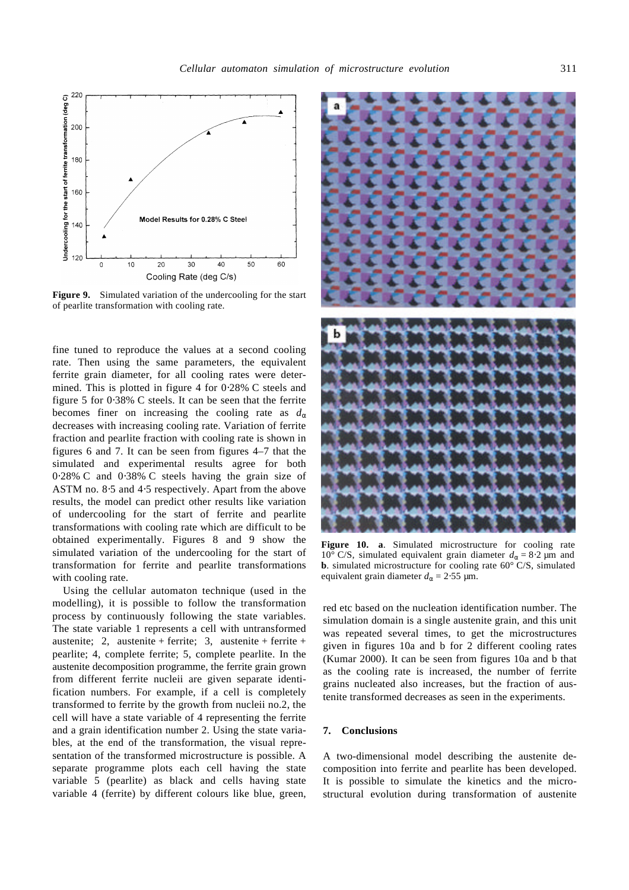**Figure 9.** Simulated variation of the undercooling for the start of pearlite transformation with cooling rate.

fine tuned to reproduce the values at a second cooling rate. Then using the same parameters, the equivalent ferrite grain diameter, for all cooling rates were determined. This is plotted in figure 4 for 0·28% C steels and figure 5 for 0·38% C steels. It can be seen that the ferrite becomes finer on increasing the cooling rate as $d_\alpha$ decreases with increasing cooling rate. Variation of ferrite fraction and pearlite fraction with cooling rate is shown in figures 6 and 7. It can be seen from figures 4–7 that the simulated and experimental results agree for both 0·28% C and 0·38% C steels having the grain size of ASTM no. 8·5 and 4·5 respectively. Apart from the above results, the model can predict other results like variation of undercooling for the start of ferrite and pearlite transformations with cooling rate which are difficult to be obtained experimentally. Figures 8 and 9 show the simulated variation of the undercooling for the start of transformation for ferrite and pearlite transformations with cooling rate.

Using the cellular automaton technique (used in the modelling), it is possible to follow the transformation process by continuously following the state variables. The state variable 1 represents a cell with untransformed austenite; 2, austenite + ferrite; 3, austenite + ferrite + pearlite; 4, complete ferrite; 5, complete pearlite. In the austenite decomposition programme, the ferrite grain grown from different ferrite nucleii are given separate identification numbers. For example, if a cell is completely transformed to ferrite by the growth from nuclei no.2, the cell will have a state variable of 4 representing the ferrite and a grain identification number 2. Using the state variables, at the end of the transformation, the visual representation of the transformed microstructure is possible. A separate programme plots each cell having the state variable 5 (pearlite) as black and cells having state variable 4 (ferrite) by different colours like blue, green, red etc based on the nucleation identification number. The simulation domain is a single austenite grain, and this unit was repeated several times, to get the microstructures given in figures 10a and b for 2 different cooling rates (Kumar 2000). It can be seen from figures 10a and b that as the cooling rate is increased, the number of ferrite grains nucleated also increases, but the fraction of austenite transformed decreases as seen in the experiments.

**Figure 10.** **a**. Simulated microstructure for cooling rate 10° C/S, simulated equivalent grain diameter $d_\alpha = 8{\cdot}2$ μm and **b**. simulated microstructure for cooling rate 60° C/S, simulated equivalent grain diameter $d_\alpha = 2{\cdot}55$ μm.

## 7. Conclusions

A two-dimensional model describing the austenite decomposition into ferrite and pearlite has been developed. It is possible to simulate the kinetics and the microstructural evolution during transformation of austenite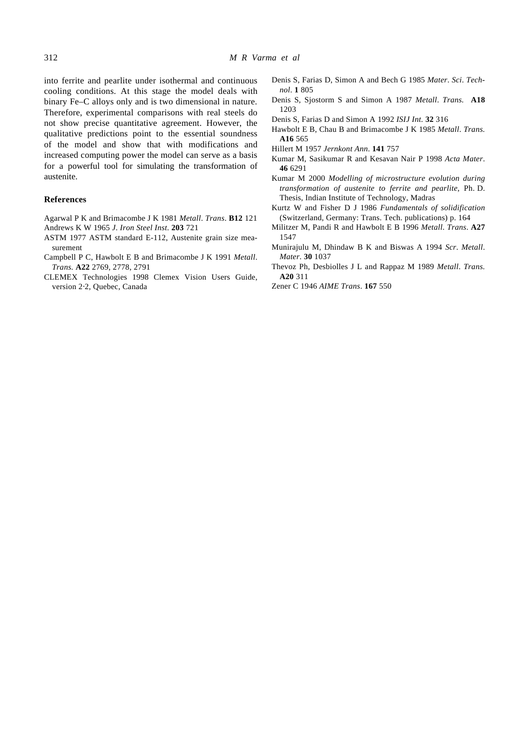into ferrite and pearlite under isothermal and continuous cooling conditions. At this stage the model deals with binary Fe–C alloys only and is two dimensional in nature. Therefore, experimental comparisons with real steels do not show precise quantitative agreement. However, the qualitative predictions point to the essential soundness of the model and show that with modifications and increased computing power the model can serve as a basis for a powerful tool for simulating the transformation of austenite.

## References

Agarwal P K and Brimacombe J K 1981 *Metall. Trans.* **B12** 121

Andrews K W 1965 *J. Iron Steel Inst.* **203** 721

ASTM 1977 ASTM standard E-112, Austenite grain size measurement

Campbell P C, Hawbolt E B and Brimacombe J K 1991 *Metall. Trans.* **A22** 2769, 2778, 2791

CLEMEX Technologies 1998 Clemex Vision Users Guide, version 2·2, Quebec, Canada

Denis S, Farias D, Simon A and Bech G 1985 *Mater. Sci. Technol.* **1** 805

Denis S, Sjostorm S and Simon A 1987 *Metall. Trans.* **A18** 1203

Denis S, Farias D and Simon A 1992 *ISIJ Int.* **32** 316

Hawbolt E B, Chau B and Brimacombe J K 1985 *Metall. Trans.* **A16** 565

Hillert M 1957 *Jernkont Ann.* **141** 757

Kumar M, Sasikumar R and Kesavan Nair P 1998 *Acta Mater.* **46** 6291

Kumar M 2000 *Modelling of microstructure evolution during transformation of austenite to ferrite and pearlite*, Ph. D. Thesis, Indian Institute of Technology, Madras

Kurtz W and Fisher D J 1986 *Fundamentals of solidification* (Switzerland, Germany: Trans. Tech. publications) p. 164

Militzer M, Pandi R and Hawbolt E B 1996 *Metall. Trans.* **A27** 1547

Munirajulu M, Dhindaw B K and Biswas A 1994 *Scr. Metall. Mater.* **30** 1037

Thevoz Ph, Desbiolles J L and Rappaz M 1989 *Metall. Trans.* **A20** 311

Zener C 1946 *AIME Trans.* **167** 550